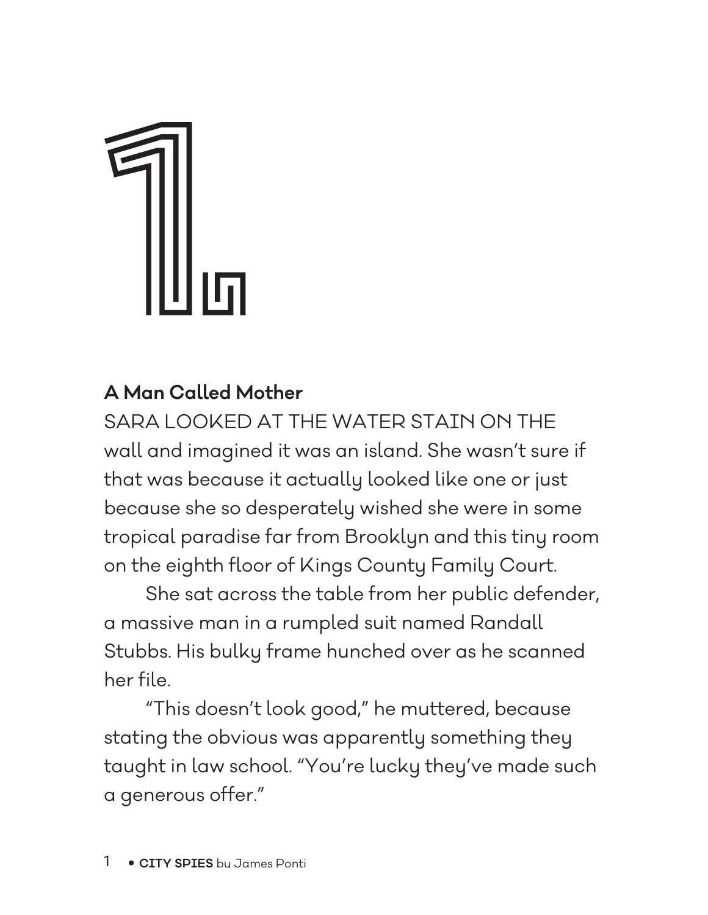# 1.

## A Man Called Mother

SARA LOOKED AT THE WATER STAIN ON THE wall and imagined it was an island. She wasn't sure if that was because it actually looked like one or just because she so desperately wished she were in some tropical paradise far from Brooklyn and this tiny room on the eighth floor of Kings County Family Court.

She sat across the table from her public defender, a massive man in a rumpled suit named Randall Stubbs. His bulky frame hunched over as he scanned her file.

"This doesn't look good," he muttered, because stating the obvious was apparently something they taught in law school. "You're lucky they've made such a generous offer."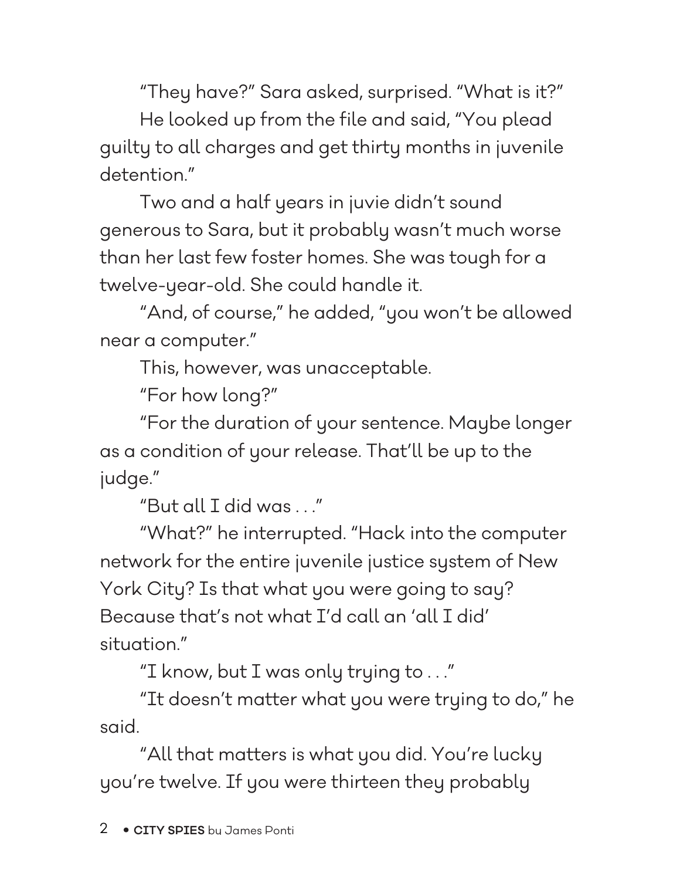"They have?" Sara asked, surprised. "What is it?"

He looked up from the file and said, "You plead guilty to all charges and get thirty months in juvenile detention."

Two and a half years in juvie didn't sound generous to Sara, but it probably wasn't much worse than her last few foster homes. She was tough for a twelve-year-old. She could handle it.

"And, of course," he added, "you won't be allowed near a computer."

This, however, was unacceptable.

"For how long?"

"For the duration of your sentence. Maybe longer as a condition of your release. That'll be up to the judge."

"But all I did was . . ."

"What?" he interrupted. "Hack into the computer network for the entire juvenile justice system of New York City? Is that what you were going to say? Because that's not what I'd call an 'all I did' situation."

"I know, but I was only trying to . . ."

"It doesn't matter what you were trying to do," he said.

"All that matters is what you did. You're lucky you're twelve. If you were thirteen they probably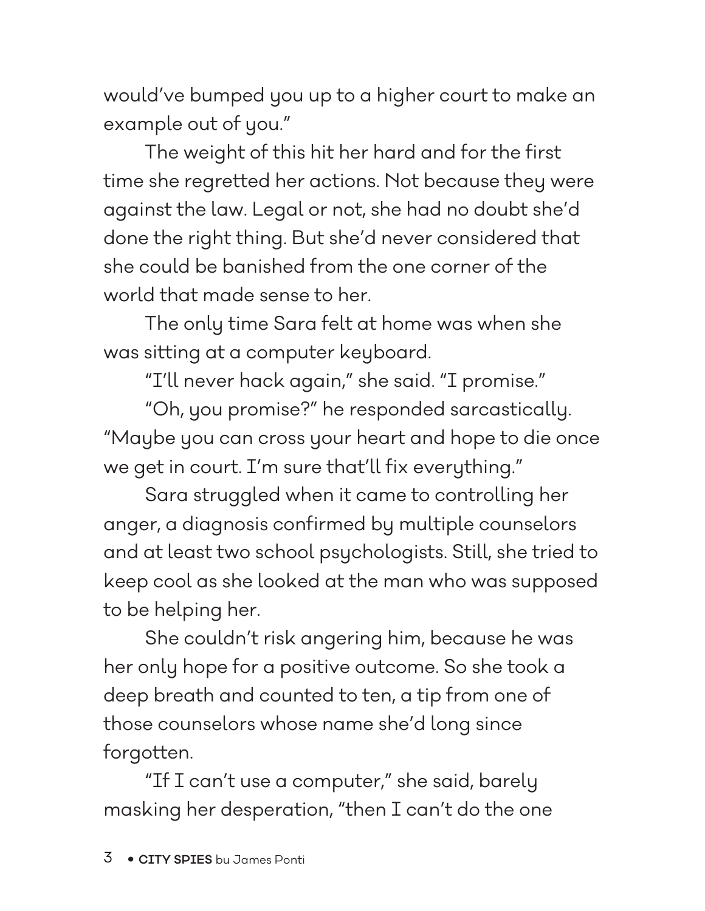would've bumped you up to a higher court to make an example out of you."

The weight of this hit her hard and for the first time she regretted her actions. Not because they were against the law. Legal or not, she had no doubt she'd done the right thing. But she'd never considered that she could be banished from the one corner of the world that made sense to her.

The only time Sara felt at home was when she was sitting at a computer keyboard.

"I'll never hack again," she said. "I promise."

"Oh, you promise?" he responded sarcastically. "Maybe you can cross your heart and hope to die once we get in court. I'm sure that'll fix everything."

Sara struggled when it came to controlling her anger, a diagnosis confirmed by multiple counselors and at least two school psychologists. Still, she tried to keep cool as she looked at the man who was supposed to be helping her.

She couldn't risk angering him, because he was her only hope for a positive outcome. So she took a deep breath and counted to ten, a tip from one of those counselors whose name she'd long since forgotten.

"If I can't use a computer," she said, barely masking her desperation, "then I can't do the one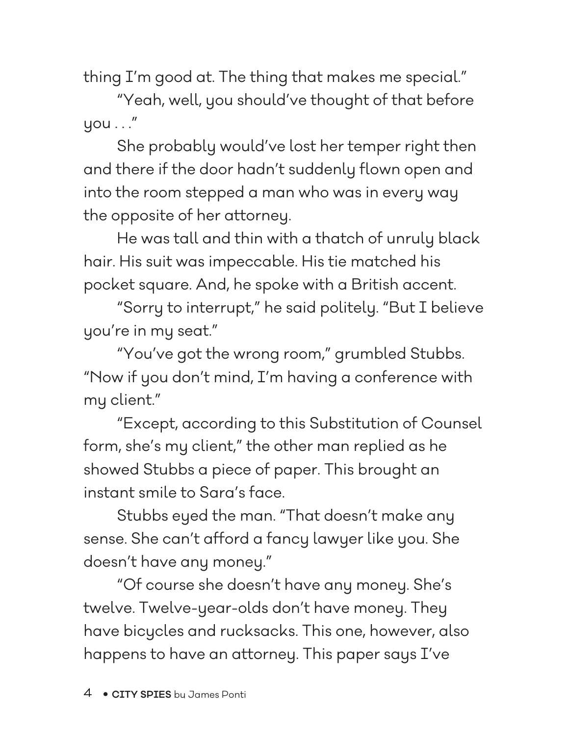thing I'm good at. The thing that makes me special."

"Yeah, well, you should've thought of that before you . . ."

She probably would've lost her temper right then and there if the door hadn't suddenly flown open and into the room stepped a man who was in every way the opposite of her attorney.

He was tall and thin with a thatch of unruly black hair. His suit was impeccable. His tie matched his pocket square. And, he spoke with a British accent.

"Sorry to interrupt," he said politely. "But I believe you're in my seat."

"You've got the wrong room," grumbled Stubbs. "Now if you don't mind, I'm having a conference with my client."

"Except, according to this Substitution of Counsel form, she's my client," the other man replied as he showed Stubbs a piece of paper. This brought an instant smile to Sara's face.

Stubbs eyed the man. "That doesn't make any sense. She can't afford a fancy lawyer like you. She doesn't have any money."

"Of course she doesn't have any money. She's twelve. Twelve-year-olds don't have money. They have bicycles and rucksacks. This one, however, also happens to have an attorney. This paper says I've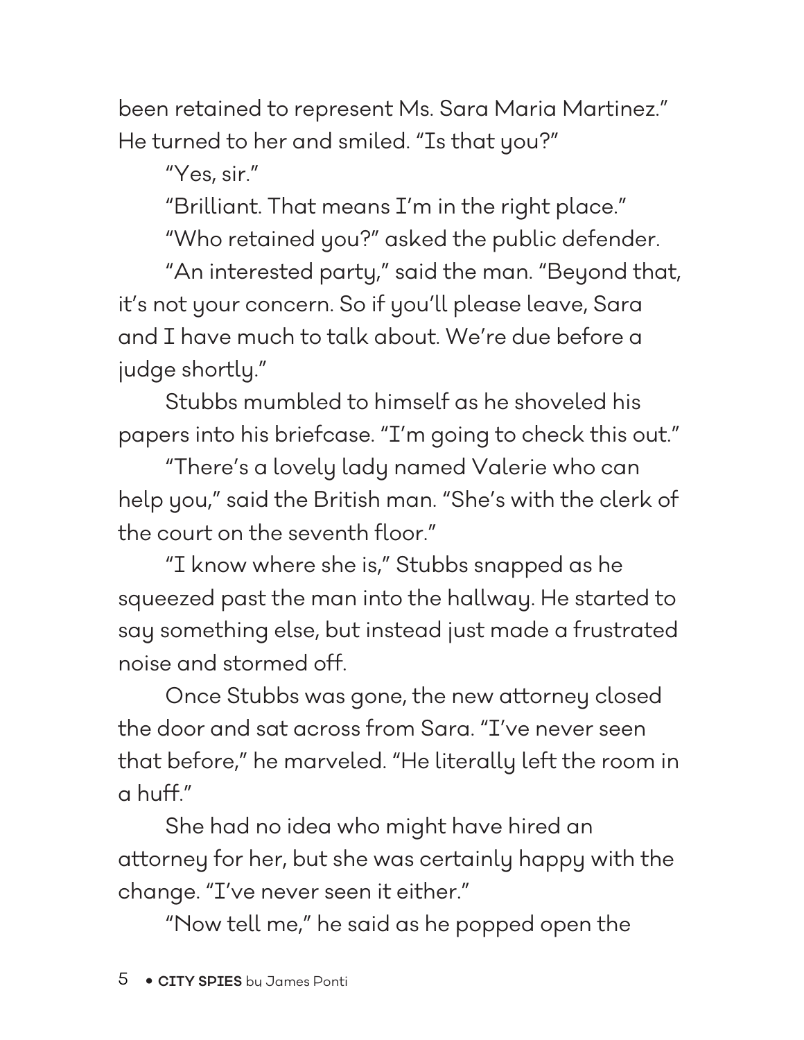been retained to represent Ms. Sara Maria Martinez." He turned to her and smiled. "Is that you?"

"Yes, sir."

"Brilliant. That means I'm in the right place."

"Who retained you?" asked the public defender.

"An interested party," said the man. "Beyond that, it's not your concern. So if you'll please leave, Sara and I have much to talk about. We're due before a judge shortly."

Stubbs mumbled to himself as he shoveled his papers into his briefcase. "I'm going to check this out."

"There's a lovely lady named Valerie who can help you," said the British man. "She's with the clerk of the court on the seventh floor."

"I know where she is," Stubbs snapped as he squeezed past the man into the hallway. He started to say something else, but instead just made a frustrated noise and stormed off.

Once Stubbs was gone, the new attorney closed the door and sat across from Sara. "I've never seen that before," he marveled. "He literally left the room in a huff."

She had no idea who might have hired an attorney for her, but she was certainly happy with the change. "I've never seen it either."

"Now tell me," he said as he popped open the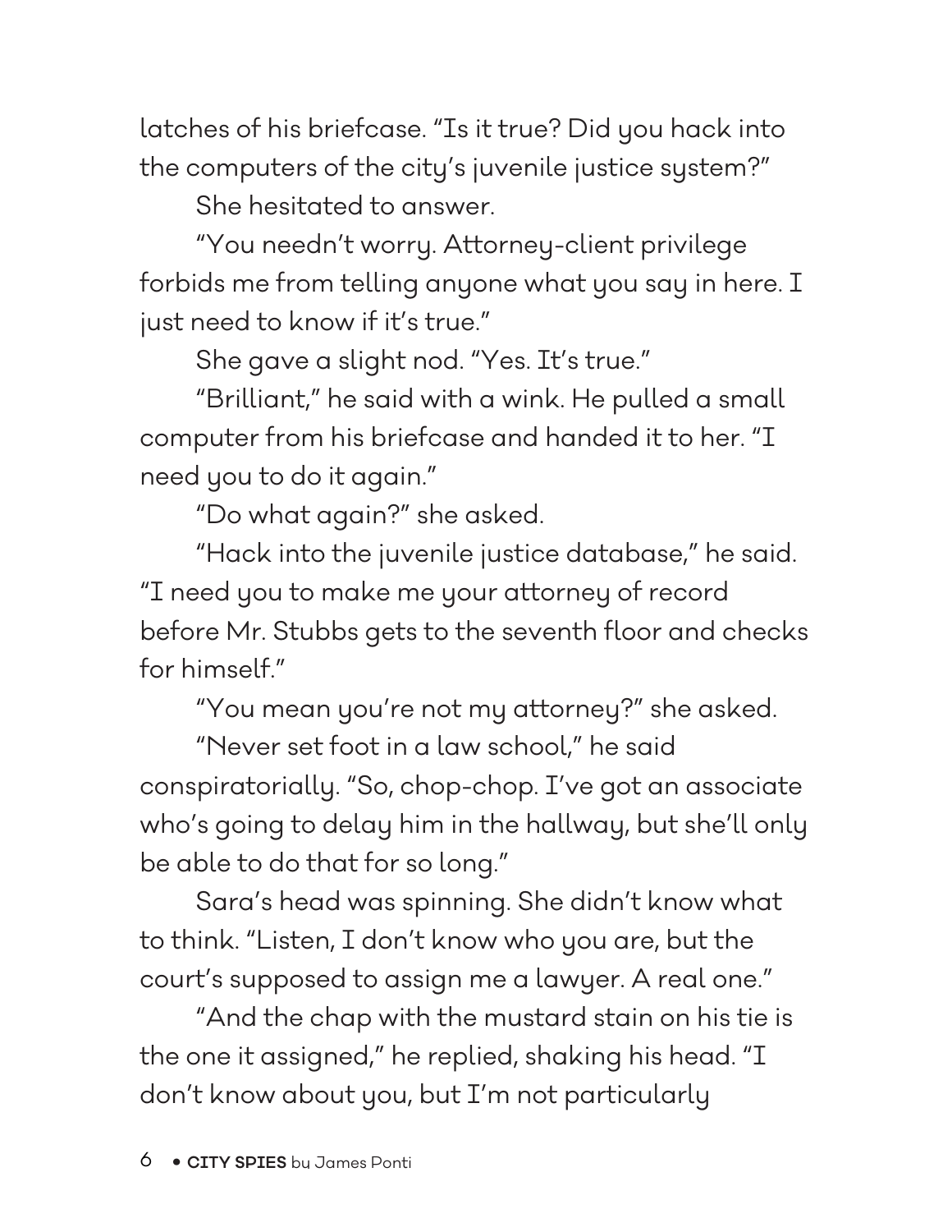latches of his briefcase. "Is it true? Did you hack into the computers of the city's juvenile justice system?"

She hesitated to answer.

"You needn't worry. Attorney-client privilege forbids me from telling anyone what you say in here. I just need to know if it's true."

She gave a slight nod. "Yes. It's true."

"Brilliant," he said with a wink. He pulled a small computer from his briefcase and handed it to her. "I need you to do it again."

"Do what again?" she asked.

"Hack into the juvenile justice database," he said. "I need you to make me your attorney of record before Mr. Stubbs gets to the seventh floor and checks for himself."

"You mean you're not my attorney?" she asked.

"Never set foot in a law school," he said conspiratorially. "So, chop-chop. I've got an associate who's going to delay him in the hallway, but she'll only be able to do that for so long."

Sara's head was spinning. She didn't know what to think. "Listen, I don't know who you are, but the court's supposed to assign me a lawyer. A real one."

"And the chap with the mustard stain on his tie is the one it assigned," he replied, shaking his head. "I don't know about you, but I'm not particularly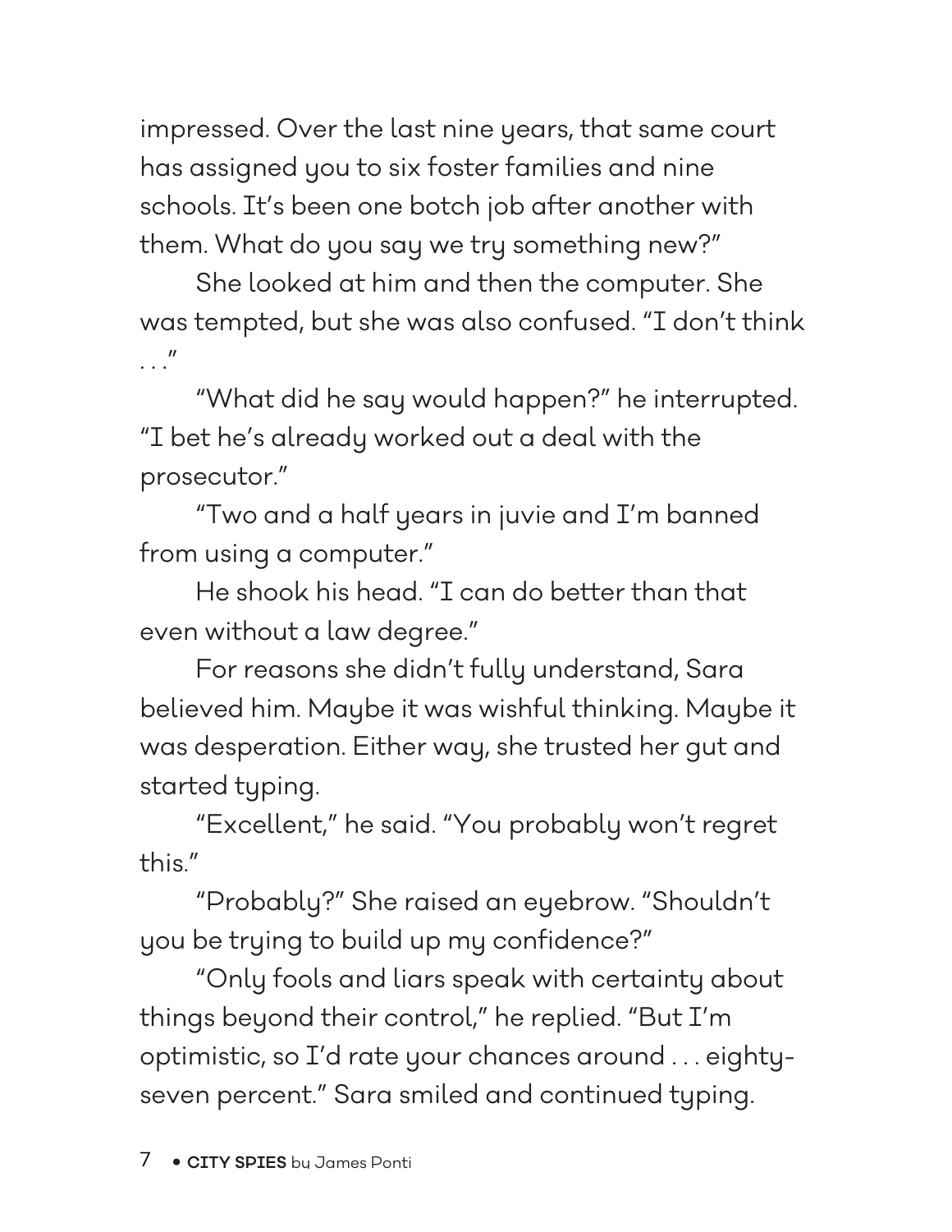impressed. Over the last nine years, that same court has assigned you to six foster families and nine schools. It's been one botch job after another with them. What do you say we try something new?"

She looked at him and then the computer. She was tempted, but she was also confused. "I don't think . . ."

"What did he say would happen?" he interrupted. "I bet he's already worked out a deal with the prosecutor."

"Two and a half years in juvie and I'm banned from using a computer."

He shook his head. "I can do better than that even without a law degree."

For reasons she didn't fully understand, Sara believed him. Maybe it was wishful thinking. Maybe it was desperation. Either way, she trusted her gut and started typing.

"Excellent," he said. "You probably won't regret this."

"Probably?" She raised an eyebrow. "Shouldn't you be trying to build up my confidence?"

"Only fools and liars speak with certainty about things beyond their control," he replied. "But I'm optimistic, so I'd rate your chances around . . . eighty-seven percent." Sara smiled and continued typing.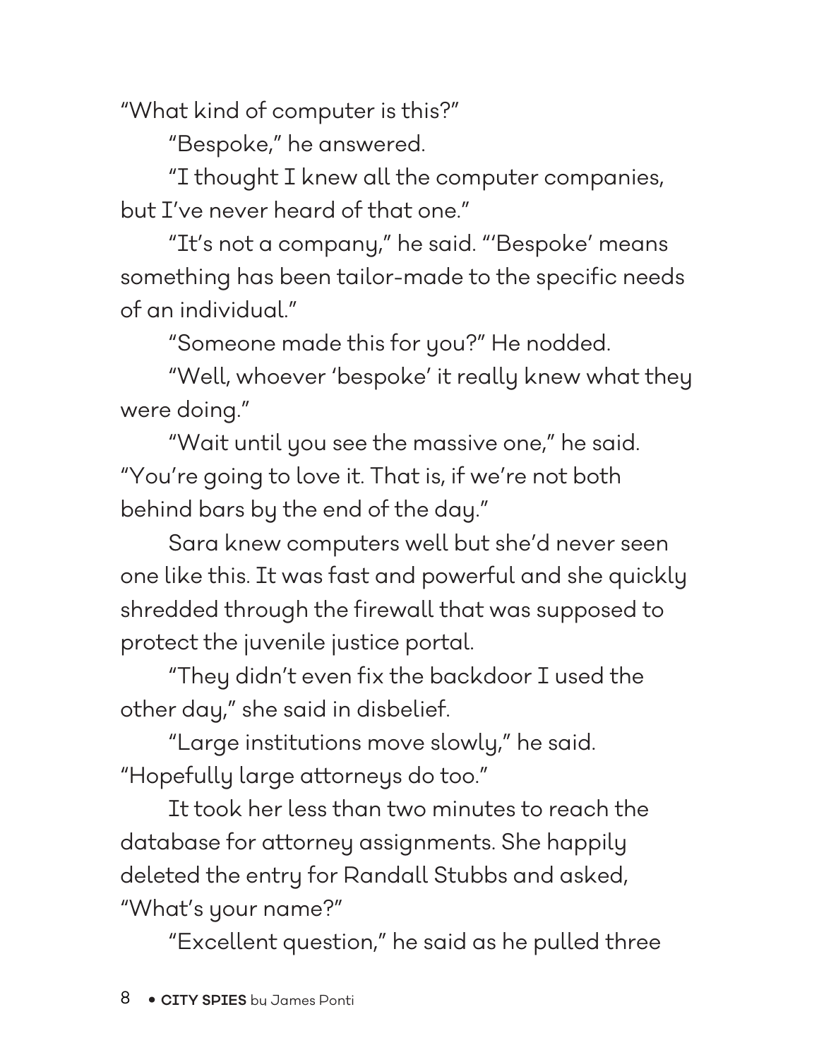"What kind of computer is this?"

"Bespoke," he answered.

"I thought I knew all the computer companies, but I've never heard of that one."

"It's not a company," he said. "'Bespoke' means something has been tailor-made to the specific needs of an individual."

"Someone made this for you?" He nodded.

"Well, whoever 'bespoke' it really knew what they were doing."

"Wait until you see the massive one," he said. "You're going to love it. That is, if we're not both behind bars by the end of the day."

Sara knew computers well but she'd never seen one like this. It was fast and powerful and she quickly shredded through the firewall that was supposed to protect the juvenile justice portal.

"They didn't even fix the backdoor I used the other day," she said in disbelief.

"Large institutions move slowly," he said. "Hopefully large attorneys do too."

It took her less than two minutes to reach the database for attorney assignments. She happily deleted the entry for Randall Stubbs and asked, "What's your name?"

"Excellent question," he said as he pulled three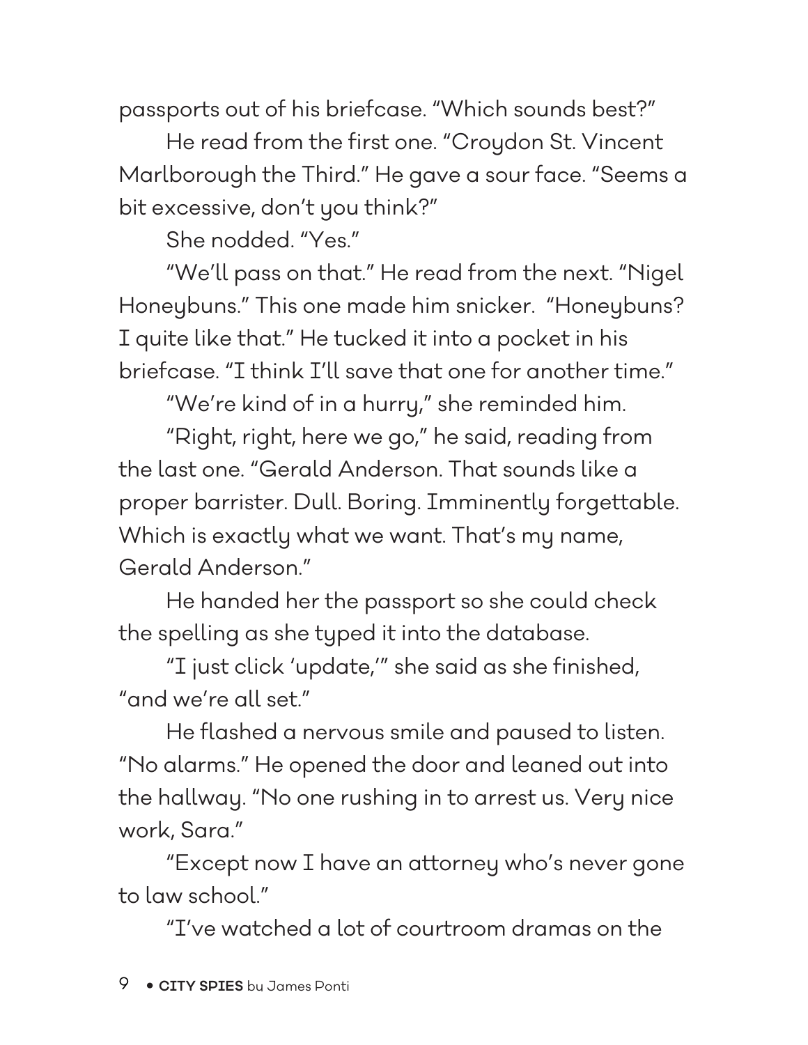passports out of his briefcase. "Which sounds best?"

He read from the first one. "Croydon St. Vincent Marlborough the Third." He gave a sour face. "Seems a bit excessive, don't you think?"

She nodded. "Yes."

"We'll pass on that." He read from the next. "Nigel Honeybuns." This one made him snicker. "Honeybuns? I quite like that." He tucked it into a pocket in his briefcase. "I think I'll save that one for another time."

"We're kind of in a hurry," she reminded him.

"Right, right, here we go," he said, reading from the last one. "Gerald Anderson. That sounds like a proper barrister. Dull. Boring. Imminently forgettable. Which is exactly what we want. That's my name, Gerald Anderson."

He handed her the passport so she could check the spelling as she typed it into the database.

"I just click 'update,'" she said as she finished, "and we're all set."

He flashed a nervous smile and paused to listen. "No alarms." He opened the door and leaned out into the hallway. "No one rushing in to arrest us. Very nice work, Sara."

"Except now I have an attorney who's never gone to law school."

"I've watched a lot of courtroom dramas on the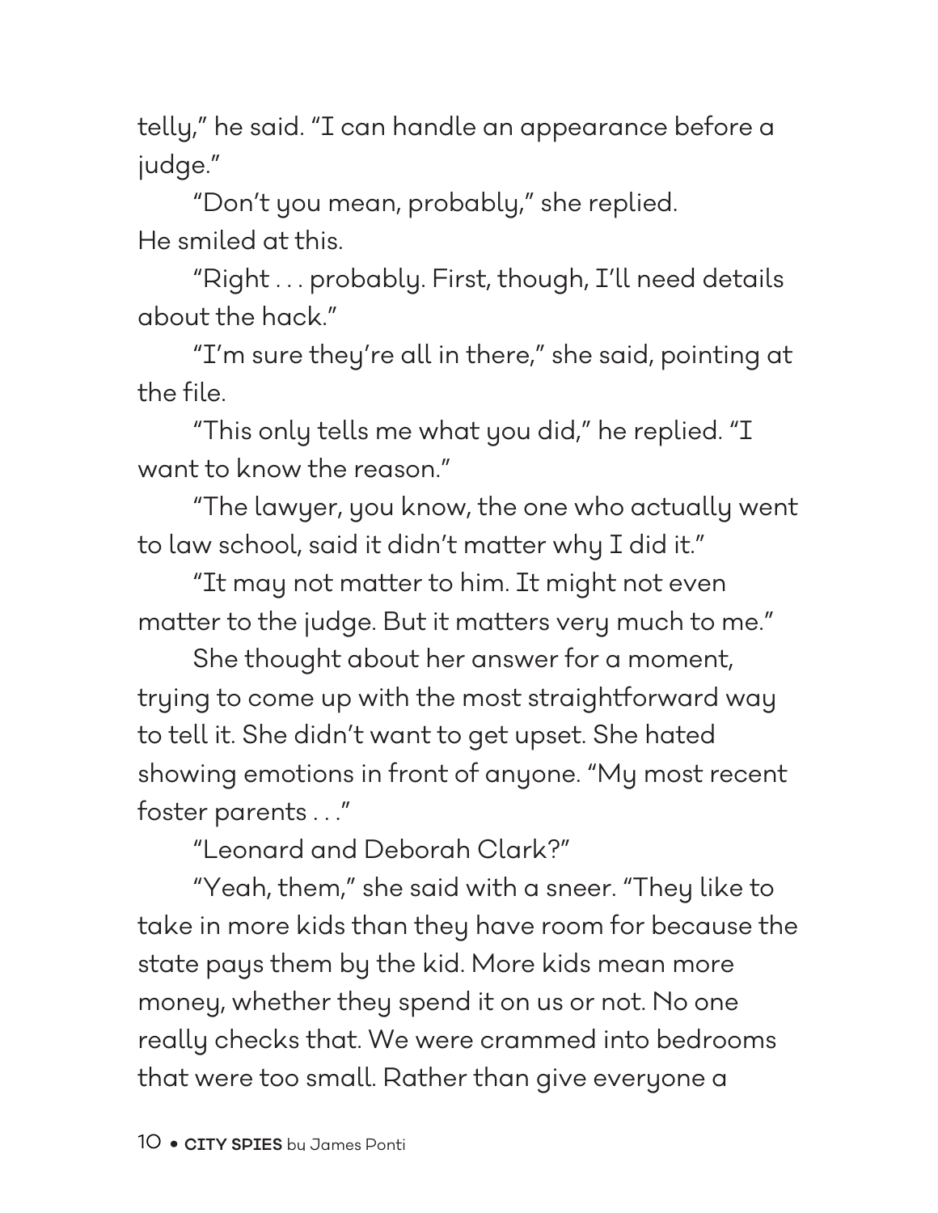telly," he said. "I can handle an appearance before a judge."

"Don't you mean, probably," she replied.

He smiled at this.

"Right . . . probably. First, though, I'll need details about the hack."

"I'm sure they're all in there," she said, pointing at the file.

"This only tells me what you did," he replied. "I want to know the reason."

"The lawyer, you know, the one who actually went to law school, said it didn't matter why I did it."

"It may not matter to him. It might not even matter to the judge. But it matters very much to me."

She thought about her answer for a moment, trying to come up with the most straightforward way to tell it. She didn't want to get upset. She hated showing emotions in front of anyone. "My most recent foster parents . . ."

"Leonard and Deborah Clark?"

"Yeah, them," she said with a sneer. "They like to take in more kids than they have room for because the state pays them by the kid. More kids mean more money, whether they spend it on us or not. No one really checks that. We were crammed into bedrooms that were too small. Rather than give everyone a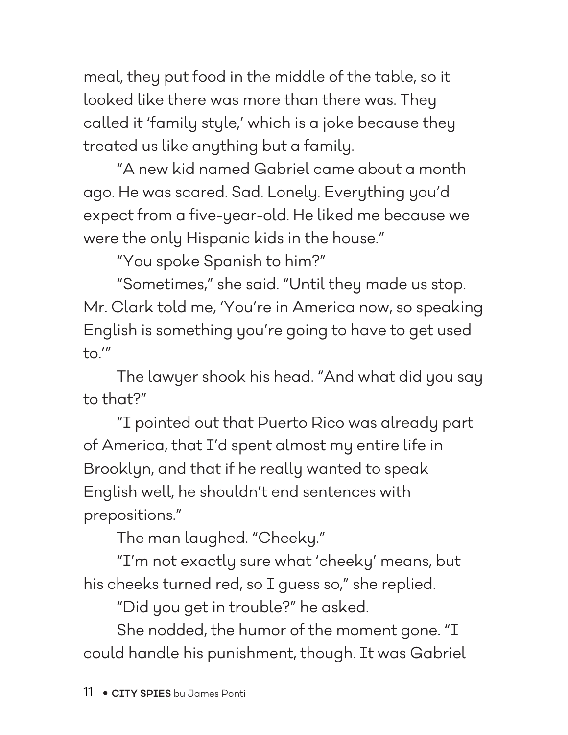meal, they put food in the middle of the table, so it looked like there was more than there was. They called it 'family style,' which is a joke because they treated us like anything but a family.

"A new kid named Gabriel came about a month ago. He was scared. Sad. Lonely. Everything you'd expect from a five-year-old. He liked me because we were the only Hispanic kids in the house."

"You spoke Spanish to him?"

"Sometimes," she said. "Until they made us stop. Mr. Clark told me, 'You're in America now, so speaking English is something you're going to have to get used to.'"

The lawyer shook his head. "And what did you say to that?"

"I pointed out that Puerto Rico was already part of America, that I'd spent almost my entire life in Brooklyn, and that if he really wanted to speak English well, he shouldn't end sentences with prepositions."

The man laughed. "Cheeky."

"I'm not exactly sure what 'cheeky' means, but his cheeks turned red, so I guess so," she replied.

"Did you get in trouble?" he asked.

She nodded, the humor of the moment gone. "I could handle his punishment, though. It was Gabriel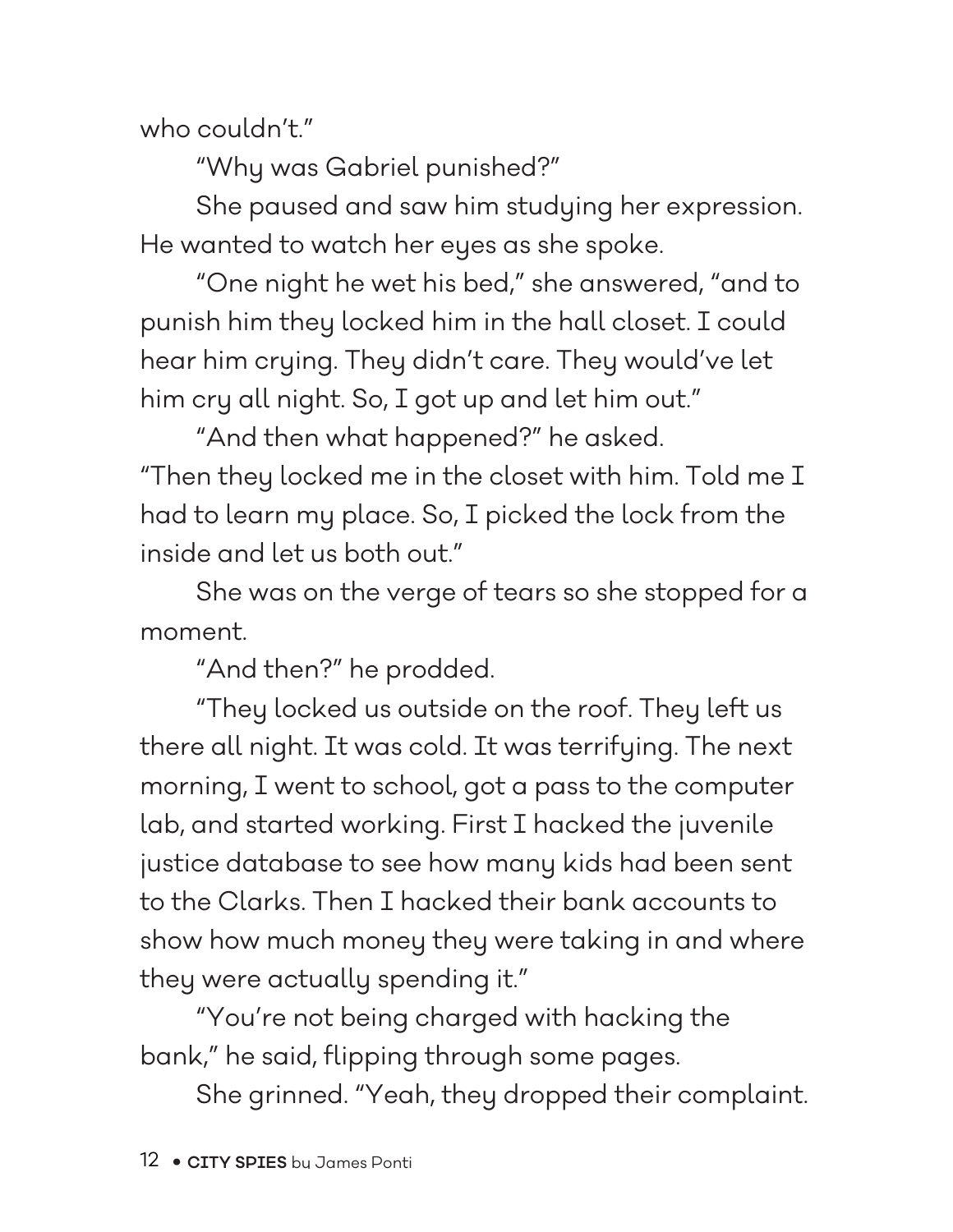who couldn't."

"Why was Gabriel punished?"

She paused and saw him studying her expression. He wanted to watch her eyes as she spoke.

"One night he wet his bed," she answered, "and to punish him they locked him in the hall closet. I could hear him crying. They didn't care. They would've let him cry all night. So, I got up and let him out."

"And then what happened?" he asked.

"Then they locked me in the closet with him. Told me I had to learn my place. So, I picked the lock from the inside and let us both out."

She was on the verge of tears so she stopped for a moment.

"And then?" he prodded.

"They locked us outside on the roof. They left us there all night. It was cold. It was terrifying. The next morning, I went to school, got a pass to the computer lab, and started working. First I hacked the juvenile justice database to see how many kids had been sent to the Clarks. Then I hacked their bank accounts to show how much money they were taking in and where they were actually spending it."

"You're not being charged with hacking the bank," he said, flipping through some pages.

She grinned. "Yeah, they dropped their complaint.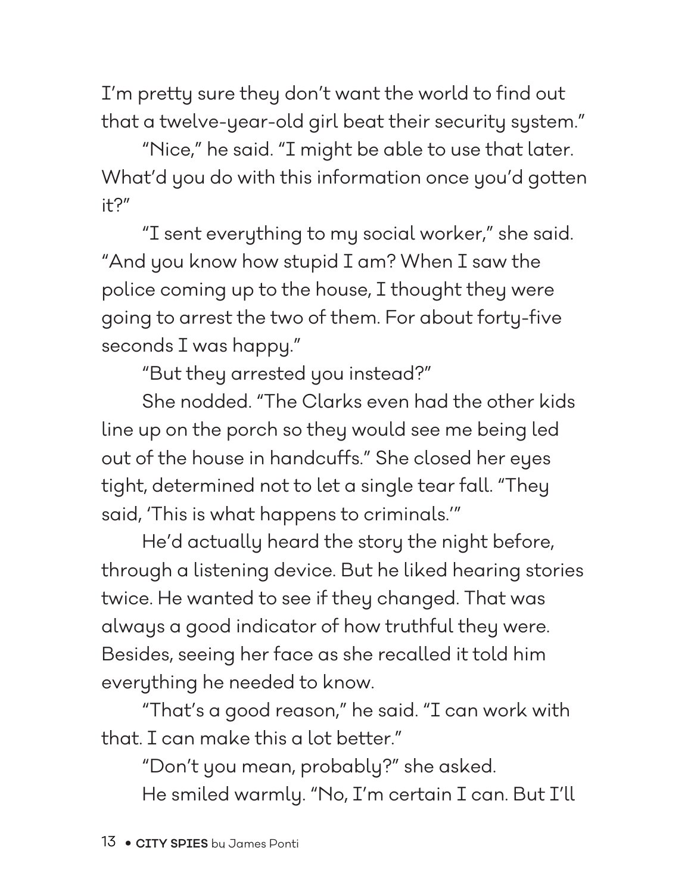I'm pretty sure they don't want the world to find out that a twelve-year-old girl beat their security system."

"Nice," he said. "I might be able to use that later. What'd you do with this information once you'd gotten it?"

"I sent everything to my social worker," she said. "And you know how stupid I am? When I saw the police coming up to the house, I thought they were going to arrest the two of them. For about forty-five seconds I was happy."

"But they arrested you instead?"

She nodded. "The Clarks even had the other kids line up on the porch so they would see me being led out of the house in handcuffs." She closed her eyes tight, determined not to let a single tear fall. "They said, 'This is what happens to criminals.'"

He'd actually heard the story the night before, through a listening device. But he liked hearing stories twice. He wanted to see if they changed. That was always a good indicator of how truthful they were. Besides, seeing her face as she recalled it told him everything he needed to know.

"That's a good reason," he said. "I can work with that. I can make this a lot better."

"Don't you mean, probably?" she asked.

He smiled warmly. "No, I'm certain I can. But I'll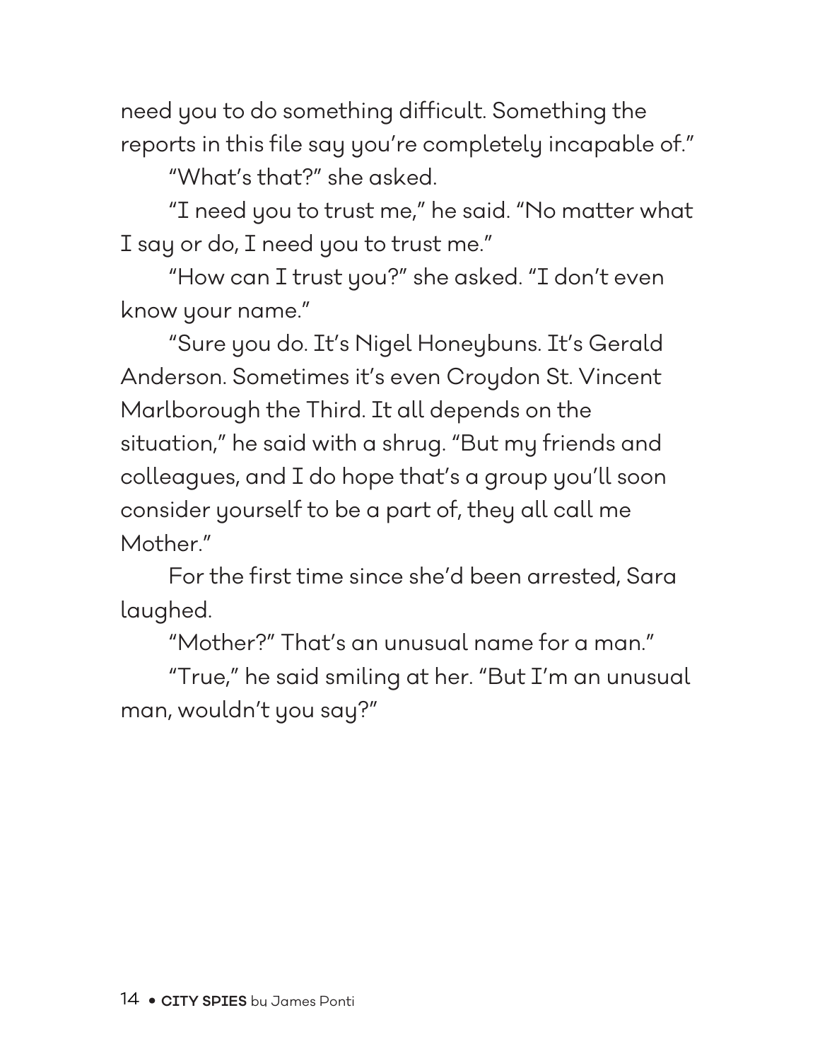need you to do something difficult. Something the reports in this file say you're completely incapable of."

"What's that?" she asked.

"I need you to trust me," he said. "No matter what I say or do, I need you to trust me."

"How can I trust you?" she asked. "I don't even know your name."

"Sure you do. It's Nigel Honeybuns. It's Gerald Anderson. Sometimes it's even Croydon St. Vincent Marlborough the Third. It all depends on the situation," he said with a shrug. "But my friends and colleagues, and I do hope that's a group you'll soon consider yourself to be a part of, they all call me Mother."

For the first time since she'd been arrested, Sara laughed.

"Mother?" That's an unusual name for a man."

"True," he said smiling at her. "But I'm an unusual man, wouldn't you say?"